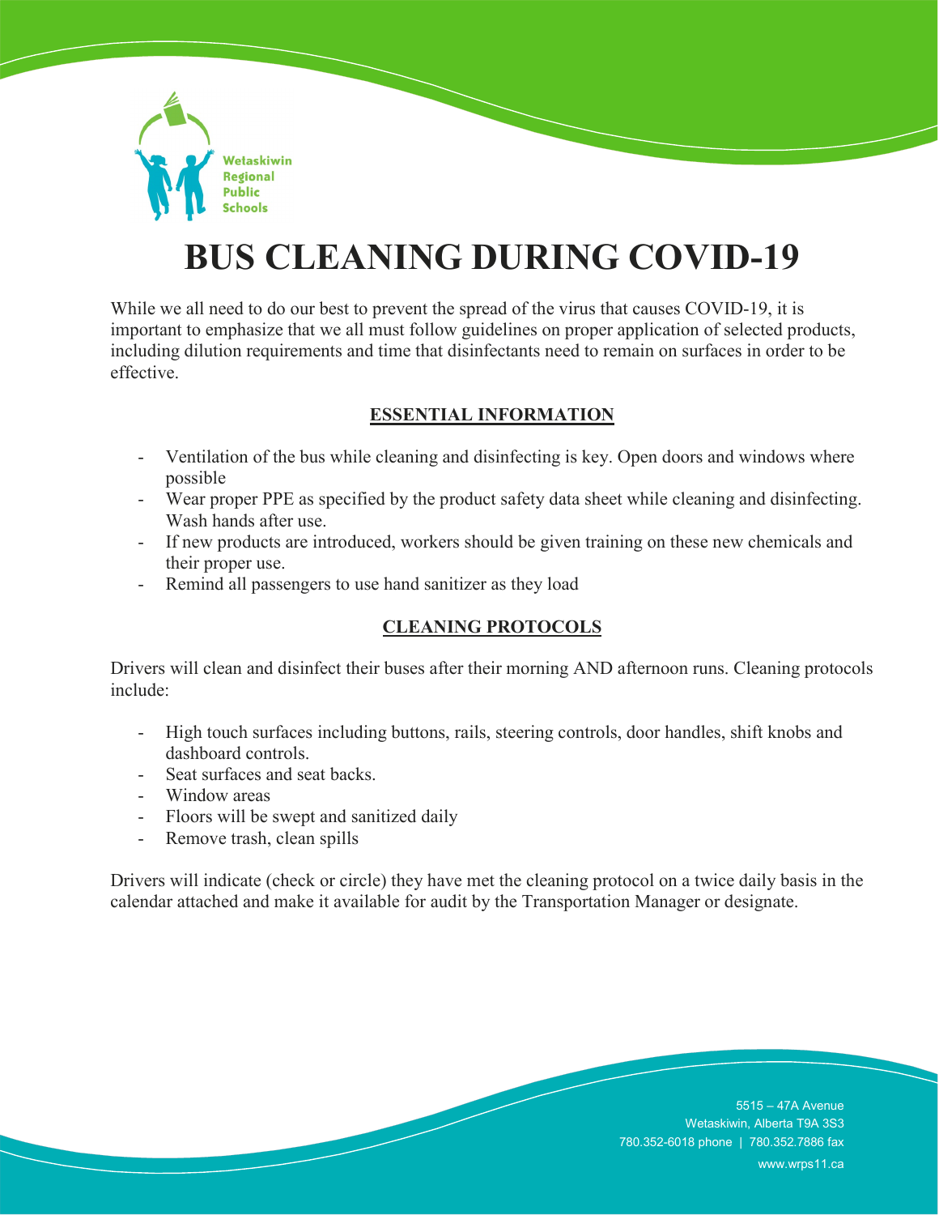Wetaskiwin Regional Public Schools

# BUS CLEANING DURING COVID-19

While we all need to do our best to prevent the spread of the virus that causes COVID-19, it is important to emphasize that we all must follow guidelines on proper application of selected products, including dilution requirements and time that disinfectants need to remain on surfaces in order to be effective.

## ESSENTIAL INFORMATION

- Ventilation of the bus while cleaning and disinfecting is key. Open doors and windows where possible
- Wear proper PPE as specified by the product safety data sheet while cleaning and disinfecting. Wash hands after use.
- If new products are introduced, workers should be given training on these new chemicals and their proper use.
- Remind all passengers to use hand sanitizer as they load

## CLEANING PROTOCOLS

Drivers will clean and disinfect their buses after their morning AND afternoon runs. Cleaning protocols include:

- High touch surfaces including buttons, rails, steering controls, door handles, shift knobs and dashboard controls.
- Seat surfaces and seat backs.
- Window areas
- Floors will be swept and sanitized daily
- Remove trash, clean spills

Drivers will indicate (check or circle) they have met the cleaning protocol on a twice daily basis in the calendar attached and make it available for audit by the Transportation Manager or designate.

5515 – 47A Avenue
Wetaskiwin, Alberta T9A 3S3
780.352-6018 phone | 780.352.7886 fax
www.wrps11.ca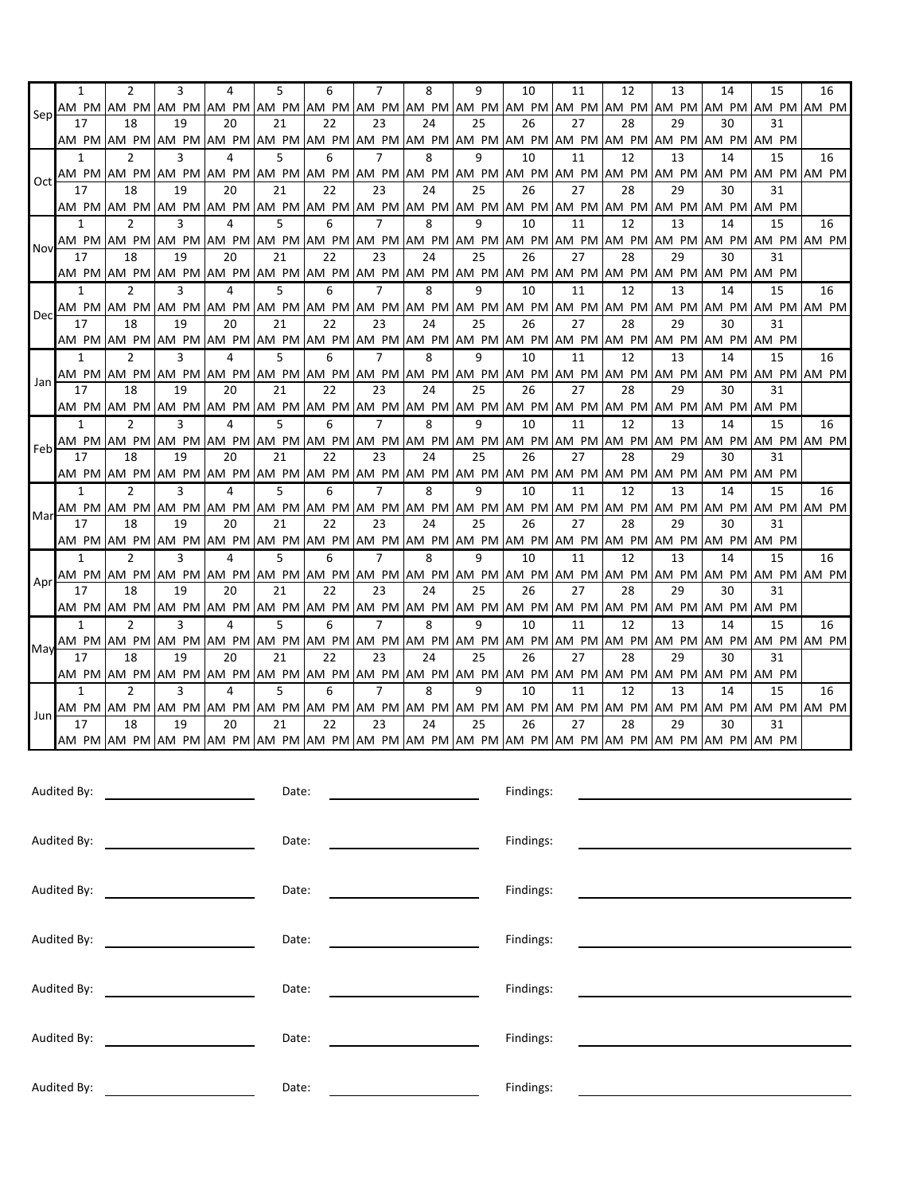| | | | | | | | | | | | | | | | | |
|---|---|---|---|---|---|---|---|---|---|---|---|---|---|---|---|---|
| Sep | 1 | 2 | 3 | 4 | 5 | 6 | 7 | 8 | 9 | 10 | 11 | 12 | 13 | 14 | 15 | 16 |
| | AM PM | AM PM | AM PM | AM PM | AM PM | AM PM | AM PM | AM PM | AM PM | AM PM | AM PM | AM PM | AM PM | AM PM | AM PM | AM PM |
| | 17 | 18 | 19 | 20 | 21 | 22 | 23 | 24 | 25 | 26 | 27 | 28 | 29 | 30 | 31 | |
| | AM PM | AM PM | AM PM | AM PM | AM PM | AM PM | AM PM | AM PM | AM PM | AM PM | AM PM | AM PM | AM PM | AM PM | AM PM | |
| Oct | 1 | 2 | 3 | 4 | 5 | 6 | 7 | 8 | 9 | 10 | 11 | 12 | 13 | 14 | 15 | 16 |
| | AM PM | AM PM | AM PM | AM PM | AM PM | AM PM | AM PM | AM PM | AM PM | AM PM | AM PM | AM PM | AM PM | AM PM | AM PM | AM PM |
| | 17 | 18 | 19 | 20 | 21 | 22 | 23 | 24 | 25 | 26 | 27 | 28 | 29 | 30 | 31 | |
| | AM PM | AM PM | AM PM | AM PM | AM PM | AM PM | AM PM | AM PM | AM PM | AM PM | AM PM | AM PM | AM PM | AM PM | AM PM | |
| Nov | 1 | 2 | 3 | 4 | 5 | 6 | 7 | 8 | 9 | 10 | 11 | 12 | 13 | 14 | 15 | 16 |
| | AM PM | AM PM | AM PM | AM PM | AM PM | AM PM | AM PM | AM PM | AM PM | AM PM | AM PM | AM PM | AM PM | AM PM | AM PM | AM PM |
| | 17 | 18 | 19 | 20 | 21 | 22 | 23 | 24 | 25 | 26 | 27 | 28 | 29 | 30 | 31 | |
| | AM PM | AM PM | AM PM | AM PM | AM PM | AM PM | AM PM | AM PM | AM PM | AM PM | AM PM | AM PM | AM PM | AM PM | AM PM | |
| Dec | 1 | 2 | 3 | 4 | 5 | 6 | 7 | 8 | 9 | 10 | 11 | 12 | 13 | 14 | 15 | 16 |
| | AM PM | AM PM | AM PM | AM PM | AM PM | AM PM | AM PM | AM PM | AM PM | AM PM | AM PM | AM PM | AM PM | AM PM | AM PM | AM PM |
| | 17 | 18 | 19 | 20 | 21 | 22 | 23 | 24 | 25 | 26 | 27 | 28 | 29 | 30 | 31 | |
| | AM PM | AM PM | AM PM | AM PM | AM PM | AM PM | AM PM | AM PM | AM PM | AM PM | AM PM | AM PM | AM PM | AM PM | AM PM | |
| Jan | 1 | 2 | 3 | 4 | 5 | 6 | 7 | 8 | 9 | 10 | 11 | 12 | 13 | 14 | 15 | 16 |
| | AM PM | AM PM | AM PM | AM PM | AM PM | AM PM | AM PM | AM PM | AM PM | AM PM | AM PM | AM PM | AM PM | AM PM | AM PM | AM PM |
| | 17 | 18 | 19 | 20 | 21 | 22 | 23 | 24 | 25 | 26 | 27 | 28 | 29 | 30 | 31 | |
| | AM PM | AM PM | AM PM | AM PM | AM PM | AM PM | AM PM | AM PM | AM PM | AM PM | AM PM | AM PM | AM PM | AM PM | AM PM | |
| Feb | 1 | 2 | 3 | 4 | 5 | 6 | 7 | 8 | 9 | 10 | 11 | 12 | 13 | 14 | 15 | 16 |
| | AM PM | AM PM | AM PM | AM PM | AM PM | AM PM | AM PM | AM PM | AM PM | AM PM | AM PM | AM PM | AM PM | AM PM | AM PM | AM PM |
| | 17 | 18 | 19 | 20 | 21 | 22 | 23 | 24 | 25 | 26 | 27 | 28 | 29 | 30 | 31 | |
| | AM PM | AM PM | AM PM | AM PM | AM PM | AM PM | AM PM | AM PM | AM PM | AM PM | AM PM | AM PM | AM PM | AM PM | AM PM | |
| Mar | 1 | 2 | 3 | 4 | 5 | 6 | 7 | 8 | 9 | 10 | 11 | 12 | 13 | 14 | 15 | 16 |
| | AM PM | AM PM | AM PM | AM PM | AM PM | AM PM | AM PM | AM PM | AM PM | AM PM | AM PM | AM PM | AM PM | AM PM | AM PM | AM PM |
| | 17 | 18 | 19 | 20 | 21 | 22 | 23 | 24 | 25 | 26 | 27 | 28 | 29 | 30 | 31 | |
| | AM PM | AM PM | AM PM | AM PM | AM PM | AM PM | AM PM | AM PM | AM PM | AM PM | AM PM | AM PM | AM PM | AM PM | AM PM | |
| Apr | 1 | 2 | 3 | 4 | 5 | 6 | 7 | 8 | 9 | 10 | 11 | 12 | 13 | 14 | 15 | 16 |
| | AM PM | AM PM | AM PM | AM PM | AM PM | AM PM | AM PM | AM PM | AM PM | AM PM | AM PM | AM PM | AM PM | AM PM | AM PM | AM PM |
| | 17 | 18 | 19 | 20 | 21 | 22 | 23 | 24 | 25 | 26 | 27 | 28 | 29 | 30 | 31 | |
| | AM PM | AM PM | AM PM | AM PM | AM PM | AM PM | AM PM | AM PM | AM PM | AM PM | AM PM | AM PM | AM PM | AM PM | AM PM | |
| May | 1 | 2 | 3 | 4 | 5 | 6 | 7 | 8 | 9 | 10 | 11 | 12 | 13 | 14 | 15 | 16 |
| | AM PM | AM PM | AM PM | AM PM | AM PM | AM PM | AM PM | AM PM | AM PM | AM PM | AM PM | AM PM | AM PM | AM PM | AM PM | AM PM |
| | 17 | 18 | 19 | 20 | 21 | 22 | 23 | 24 | 25 | 26 | 27 | 28 | 29 | 30 | 31 | |
| | AM PM | AM PM | AM PM | AM PM | AM PM | AM PM | AM PM | AM PM | AM PM | AM PM | AM PM | AM PM | AM PM | AM PM | AM PM | |
| Jun | 1 | 2 | 3 | 4 | 5 | 6 | 7 | 8 | 9 | 10 | 11 | 12 | 13 | 14 | 15 | 16 |
| | AM PM | AM PM | AM PM | AM PM | AM PM | AM PM | AM PM | AM PM | AM PM | AM PM | AM PM | AM PM | AM PM | AM PM | AM PM | AM PM |
| | 17 | 18 | 19 | 20 | 21 | 22 | 23 | 24 | 25 | 26 | 27 | 28 | 29 | 30 | 31 | |
| | AM PM | AM PM | AM PM | AM PM | AM PM | AM PM | AM PM | AM PM | AM PM | AM PM | AM PM | AM PM | AM PM | AM PM | AM PM | |

Audited By: ____________________ Date: ____________________ Findings: ____________________________________

Audited By: ____________________ Date: ____________________ Findings: ____________________________________

Audited By: ____________________ Date: ____________________ Findings: ____________________________________

Audited By: ____________________ Date: ____________________ Findings: ____________________________________

Audited By: ____________________ Date: ____________________ Findings: ____________________________________

Audited By: ____________________ Date: ____________________ Findings: ____________________________________

Audited By: ____________________ Date: ____________________ Findings: ____________________________________